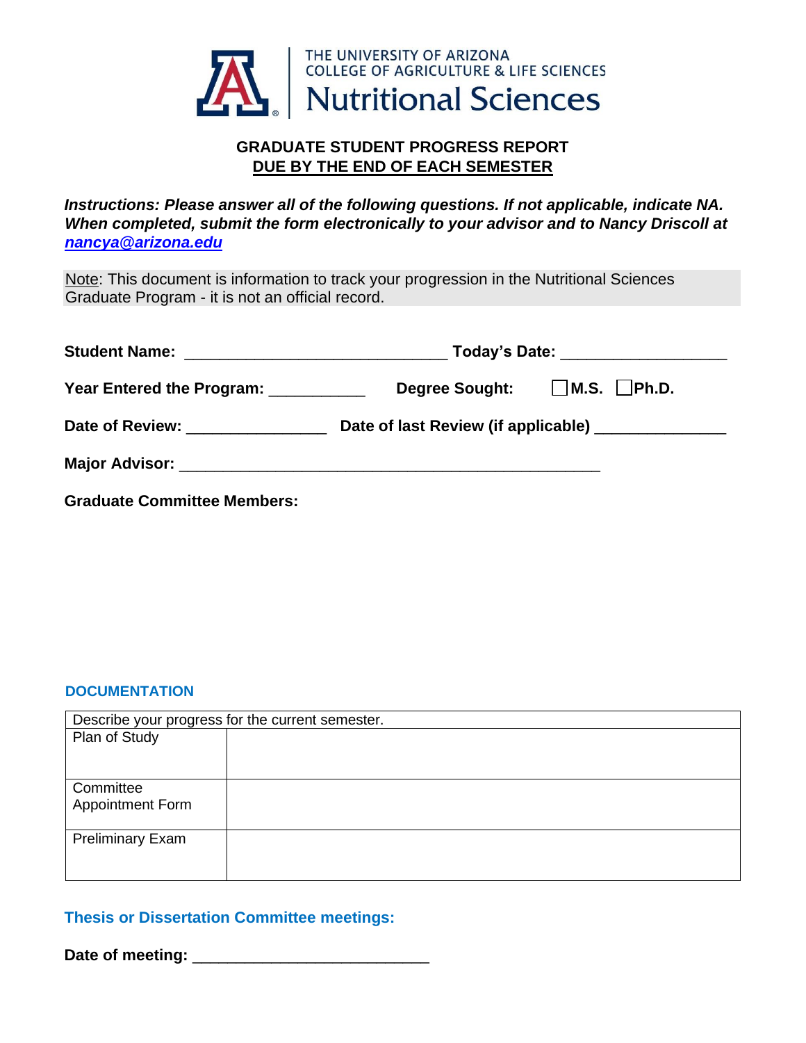THE UNIVERSITY OF ARIZONA
COLLEGE OF AGRICULTURE & LIFE SCIENCES
Nutritional Sciences

## GRADUATE STUDENT PROGRESS REPORT
## DUE BY THE END OF EACH SEMESTER

***Instructions: Please answer all of the following questions. If not applicable, indicate NA. When completed, submit the form electronically to your advisor and to Nancy Driscoll at nancya@arizona.edu***

Note: This document is information to track your progression in the Nutritional Sciences Graduate Program - it is not an official record.

**Student Name:** ______________________________ **Today's Date:** ___________________

**Year Entered the Program:** ___________ **Degree Sought:** ☐ **M.S.** ☐ **Ph.D.**

**Date of Review:** ________________ **Date of last Review (if applicable)** _______________

**Major Advisor:** ________________________________________________

**Graduate Committee Members:**

### DOCUMENTATION

| Describe your progress for the current semester. | |
|---|---|
| Plan of Study | |
| Committee Appointment Form | |
| Preliminary Exam | |

### Thesis or Dissertation Committee meetings:

**Date of meeting:** ___________________________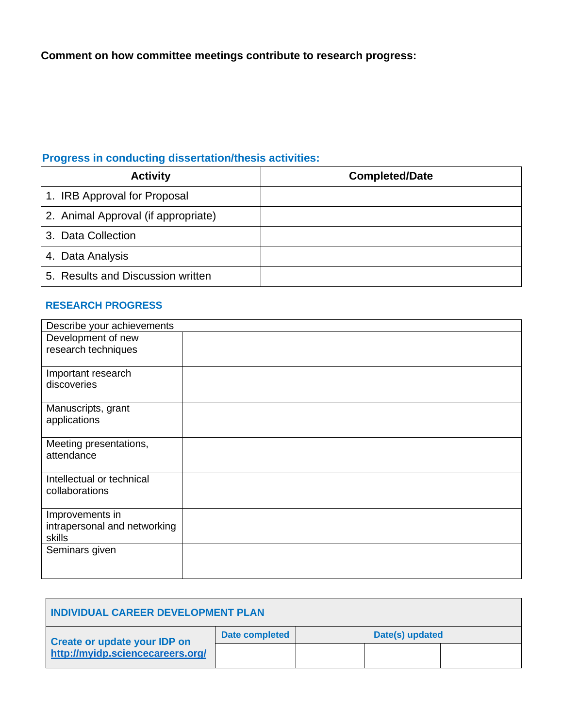**Comment on how committee meetings contribute to research progress:**

## Progress in conducting dissertation/thesis activities:

| Activity | Completed/Date |
|---|---|
| 1. IRB Approval for Proposal | |
| 2. Animal Approval (if appropriate) | |
| 3. Data Collection | |
| 4. Data Analysis | |
| 5. Results and Discussion written | |

## RESEARCH PROGRESS

| Describe your achievements | |
|---|---|
| Development of new research techniques | |
| Important research discoveries | |
| Manuscripts, grant applications | |
| Meeting presentations, attendance | |
| Intellectual or technical collaborations | |
| Improvements in intrapersonal and networking skills | |
| Seminars given | |

| INDIVIDUAL CAREER DEVELOPMENT PLAN | | | | |
|---|---|---|---|---|
| Create or update your IDP on http://myidp.sciencecareers.org/ | Date completed | Date(s) updated | | |
| | | | | |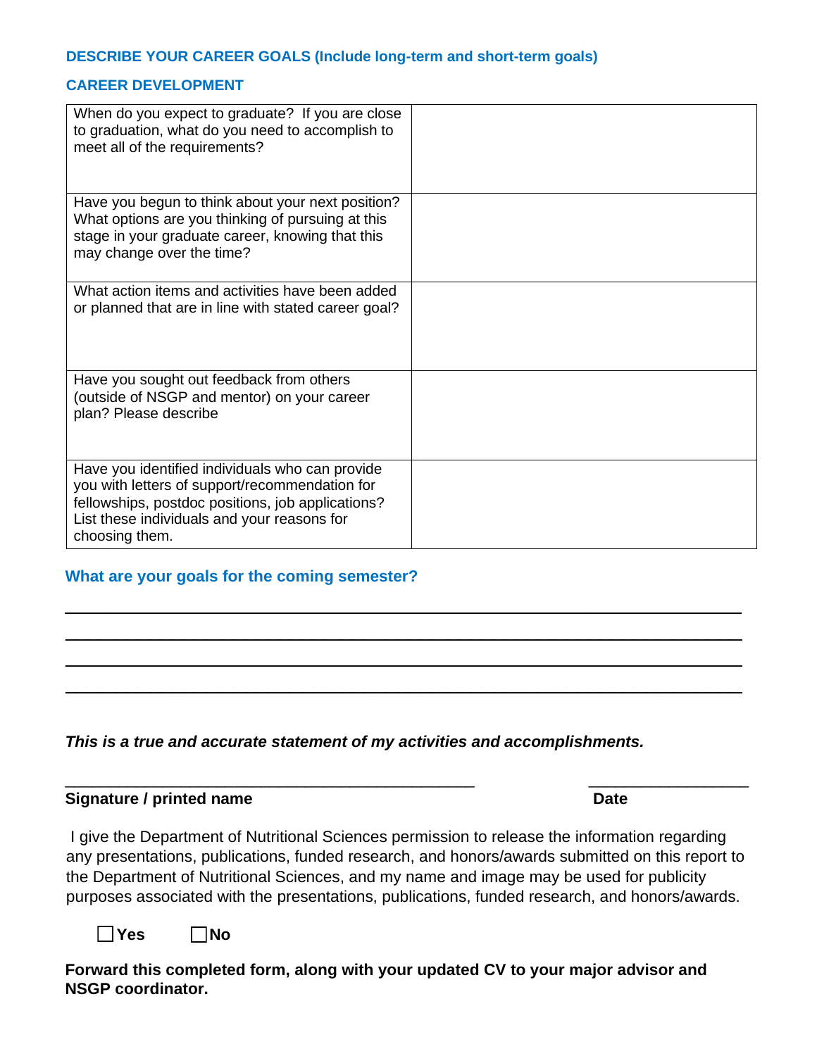### DESCRIBE YOUR CAREER GOALS (Include long-term and short-term goals)

### CAREER DEVELOPMENT

| | |
|---|---|
| When do you expect to graduate? If you are close to graduation, what do you need to accomplish to meet all of the requirements? | |
| Have you begun to think about your next position? What options are you thinking of pursuing at this stage in your graduate career, knowing that this may change over the time? | |
| What action items and activities have been added or planned that are in line with stated career goal? | |
| Have you sought out feedback from others (outside of NSGP and mentor) on your career plan? Please describe | |
| Have you identified individuals who can provide you with letters of support/recommendation for fellowships, postdoc positions, job applications? List these individuals and your reasons for choosing them. | |

### What are your goals for the coming semester?

_______________________________________________________________________________

_______________________________________________________________________________

_______________________________________________________________________________

_______________________________________________________________________________

***This is a true and accurate statement of my activities and accomplishments.***

_______________________________________________ ______________________

**Signature / printed name** **Date**

I give the Department of Nutritional Sciences permission to release the information regarding any presentations, publications, funded research, and honors/awards submitted on this report to the Department of Nutritional Sciences, and my name and image may be used for publicity purposes associated with the presentations, publications, funded research, and honors/awards.

☐ **Yes** ☐ **No**

**Forward this completed form, along with your updated CV to your major advisor and NSGP coordinator.**